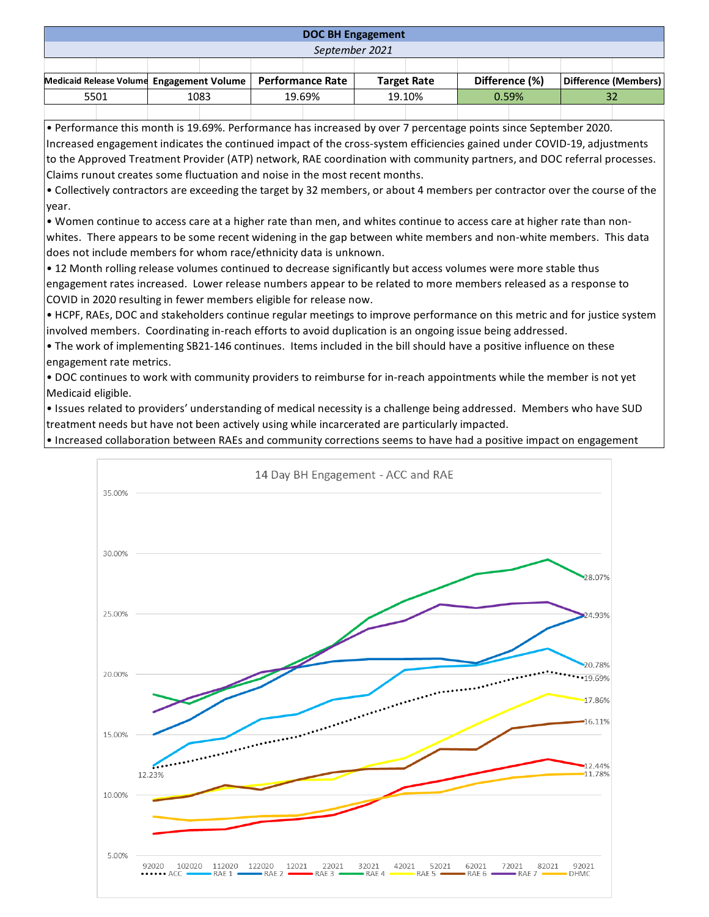# DOC BH Engagement

*September 2021*

| Medicaid Release Volume | Engagement Volume | Performance Rate | Target Rate | Difference (%) | Difference (Members) |
|---|---|---|---|---|---|
| 5501 | 1083 | 19.69% | 19.10% | 0.59% | 32 |

- Performance this month is 19.69%. Performance has increased by over 7 percentage points since September 2020. Increased engagement indicates the continued impact of the cross-system efficiencies gained under COVID-19, adjustments to the Approved Treatment Provider (ATP) network, RAE coordination with community partners, and DOC referral processes. Claims runout creates some fluctuation and noise in the most recent months.
- Collectively contractors are exceeding the target by 32 members, or about 4 members per contractor over the course of the year.
- Women continue to access care at a higher rate than men, and whites continue to access care at higher rate than non-whites. There appears to be some recent widening in the gap between white members and non-white members. This data does not include members for whom race/ethnicity data is unknown.
- 12 Month rolling release volumes continued to decrease significantly but access volumes were more stable thus engagement rates increased. Lower release numbers appear to be related to more members released as a response to COVID in 2020 resulting in fewer members eligible for release now.
- HCPF, RAEs, DOC and stakeholders continue regular meetings to improve performance on this metric and for justice system involved members. Coordinating in-reach efforts to avoid duplication is an ongoing issue being addressed.
- The work of implementing SB21-146 continues. Items included in the bill should have a positive influence on these engagement rate metrics.
- DOC continues to work with community providers to reimburse for in-reach appointments while the member is not yet Medicaid eligible.
- Issues related to providers' understanding of medical necessity is a challenge being addressed. Members who have SUD treatment needs but have not been actively using while incarcerated are particularly impacted.
- Increased collaboration between RAEs and community corrections seems to have had a positive impact on engagement

**14 Day BH Engagement - ACC and RAE**

| Series | 92020 | 92021 |
|---|---|---|
| ACC | 12.23% | 19.69% |
| RAE 1 | | 20.78% |
| RAE 2 | | 24.93% |
| RAE 3 | | 12.44% |
| RAE 4 | | 28.07% |
| RAE 5 | | 17.86% |
| RAE 6 | | 16.11% |
| RAE 7 | | 24.93% |
| DHMC | | 11.78% |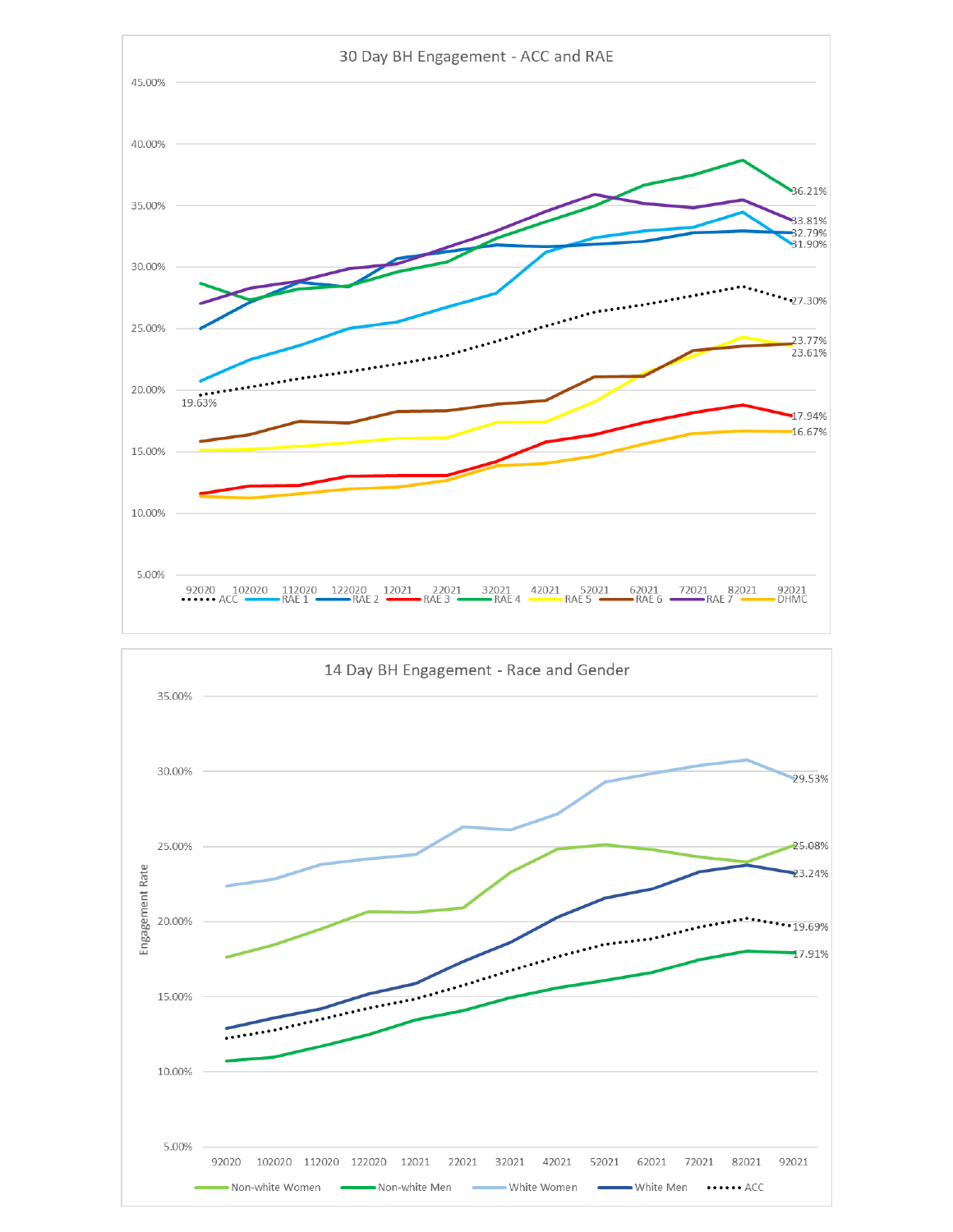## 30 Day BH Engagement - ACC and RAE

| Series | Start (92020) | End (92021) |
|---|---|---|
| ACC | 19.63% | 27.30% |
| RAE 1 | | 31.90% |
| RAE 2 | | 32.79% |
| RAE 3 | | 17.94% |
| RAE 4 | | 36.21% |
| RAE 5 | | 23.61% |
| RAE 6 | | 23.77% |
| RAE 7 | | 33.81% |
| DHMC | | 16.67% |

X-axis: 92020, 102020, 112020, 122020, 12021, 22021, 32021, 42021, 52021, 62021, 72021, 82021, 92021

Y-axis: 5.00% – 45.00%

## 14 Day BH Engagement - Race and Gender

| Series | End (92021) |
|---|---|
| Non-white Women | 25.08% |
| Non-white Men | 17.91% |
| White Women | 29.53% |
| White Men | 23.24% |
| ACC | 19.69% |

X-axis: 92020, 102020, 112020, 122020, 12021, 22021, 32021, 42021, 52021, 62021, 72021, 82021, 92021

Y-axis: Engagement Rate (5.00% – 35.00%)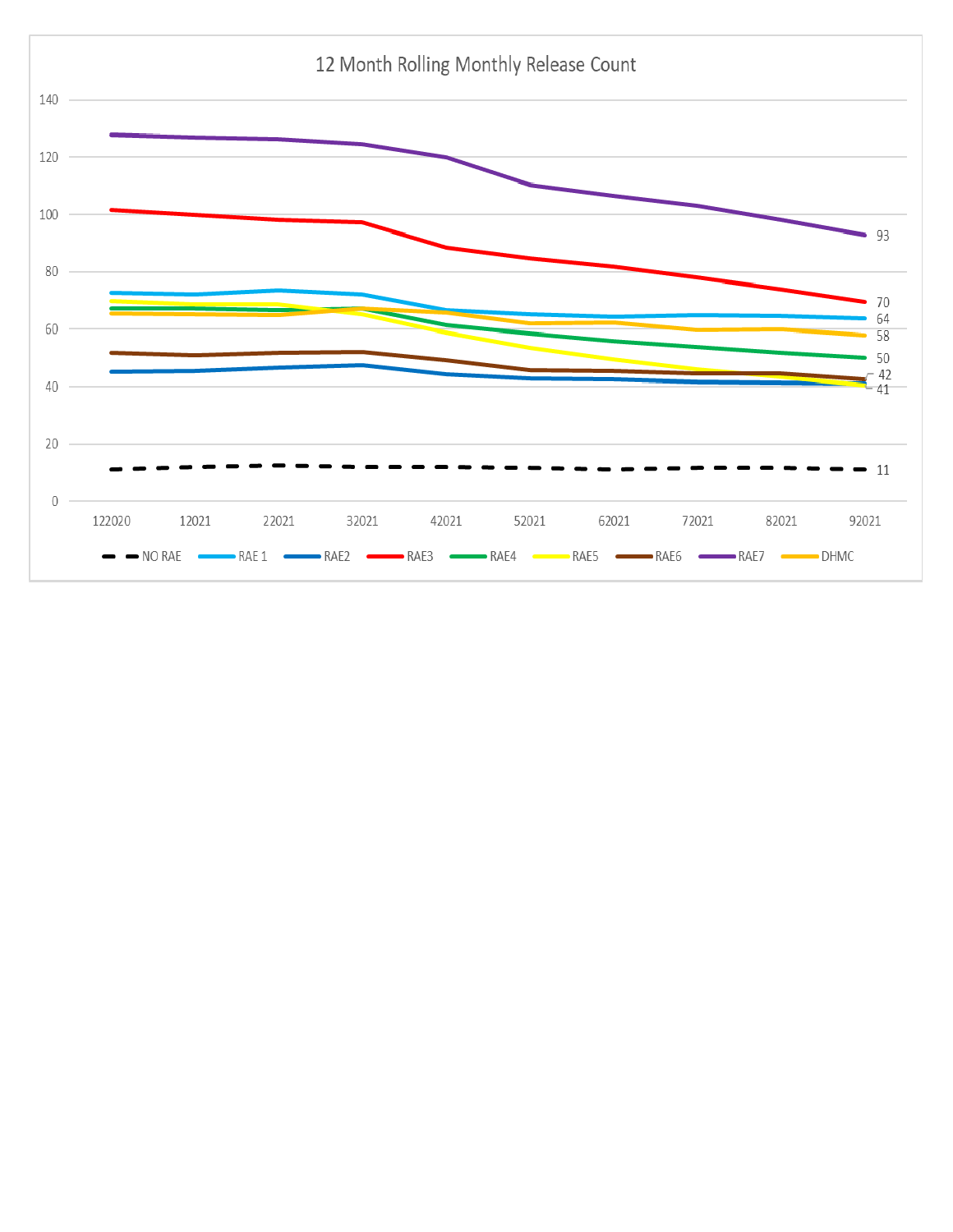12 Month Rolling Monthly Release Count

140
120
100
80
60
40
20
0

122020 12021 22021 32021 42021 52021 62021 72021 82021 92021

93
70
64
58
50
42
41
11

NO RAE, RAE 1, RAE2, RAE3, RAE4, RAE5, RAE6, RAE7, DHMC